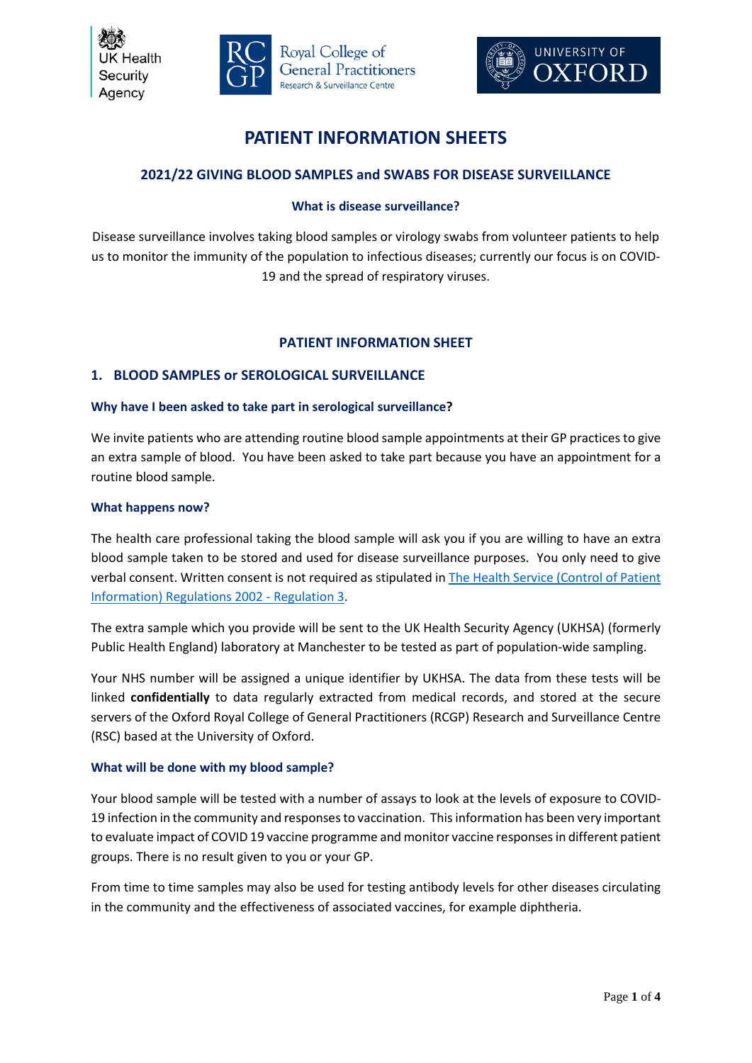# PATIENT INFORMATION SHEETS

## 2021/22 GIVING BLOOD SAMPLES and SWABS FOR DISEASE SURVEILLANCE

### What is disease surveillance?

Disease surveillance involves taking blood samples or virology swabs from volunteer patients to help us to monitor the immunity of the population to infectious diseases; currently our focus is on COVID-19 and the spread of respiratory viruses.

## PATIENT INFORMATION SHEET

## 1. BLOOD SAMPLES or SEROLOGICAL SURVEILLANCE

### Why have I been asked to take part in serological surveillance?

We invite patients who are attending routine blood sample appointments at their GP practices to give an extra sample of blood. You have been asked to take part because you have an appointment for a routine blood sample.

### What happens now?

The health care professional taking the blood sample will ask you if you are willing to have an extra blood sample taken to be stored and used for disease surveillance purposes. You only need to give verbal consent. Written consent is not required as stipulated in The Health Service (Control of Patient Information) Regulations 2002 - Regulation 3.

The extra sample which you provide will be sent to the UK Health Security Agency (UKHSA) (formerly Public Health England) laboratory at Manchester to be tested as part of population-wide sampling.

Your NHS number will be assigned a unique identifier by UKHSA. The data from these tests will be linked **confidentially** to data regularly extracted from medical records, and stored at the secure servers of the Oxford Royal College of General Practitioners (RCGP) Research and Surveillance Centre (RSC) based at the University of Oxford.

### What will be done with my blood sample?

Your blood sample will be tested with a number of assays to look at the levels of exposure to COVID-19 infection in the community and responses to vaccination. This information has been very important to evaluate impact of COVID 19 vaccine programme and monitor vaccine responses in different patient groups. There is no result given to you or your GP.

From time to time samples may also be used for testing antibody levels for other diseases circulating in the community and the effectiveness of associated vaccines, for example diphtheria.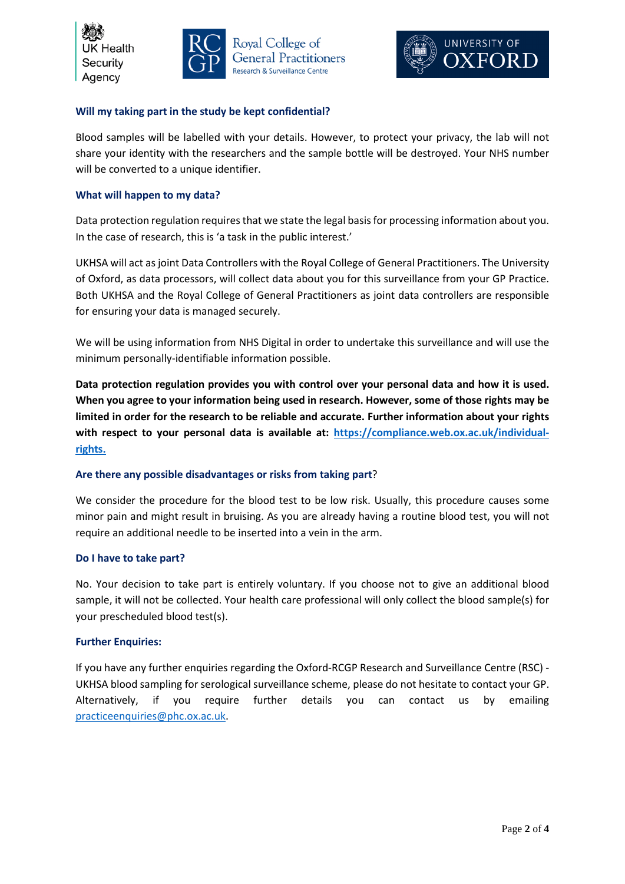### Will my taking part in the study be kept confidential?

Blood samples will be labelled with your details. However, to protect your privacy, the lab will not share your identity with the researchers and the sample bottle will be destroyed. Your NHS number will be converted to a unique identifier.

### What will happen to my data?

Data protection regulation requires that we state the legal basis for processing information about you. In the case of research, this is 'a task in the public interest.'

UKHSA will act as joint Data Controllers with the Royal College of General Practitioners. The University of Oxford, as data processors, will collect data about you for this surveillance from your GP Practice. Both UKHSA and the Royal College of General Practitioners as joint data controllers are responsible for ensuring your data is managed securely.

We will be using information from NHS Digital in order to undertake this surveillance and will use the minimum personally-identifiable information possible.

**Data protection regulation provides you with control over your personal data and how it is used. When you agree to your information being used in research. However, some of those rights may be limited in order for the research to be reliable and accurate. Further information about your rights with respect to your personal data is available at: [https://compliance.web.ox.ac.uk/individual-rights.](https://compliance.web.ox.ac.uk/individual-rights)**

### Are there any possible disadvantages or risks from taking part?

We consider the procedure for the blood test to be low risk. Usually, this procedure causes some minor pain and might result in bruising. As you are already having a routine blood test, you will not require an additional needle to be inserted into a vein in the arm.

### Do I have to take part?

No. Your decision to take part is entirely voluntary. If you choose not to give an additional blood sample, it will not be collected. Your health care professional will only collect the blood sample(s) for your prescheduled blood test(s).

### Further Enquiries:

If you have any further enquiries regarding the Oxford-RCGP Research and Surveillance Centre (RSC) - UKHSA blood sampling for serological surveillance scheme, please do not hesitate to contact your GP. Alternatively, if you require further details you can contact us by emailing [practiceenquiries@phc.ox.ac.uk](mailto:practiceenquiries@phc.ox.ac.uk).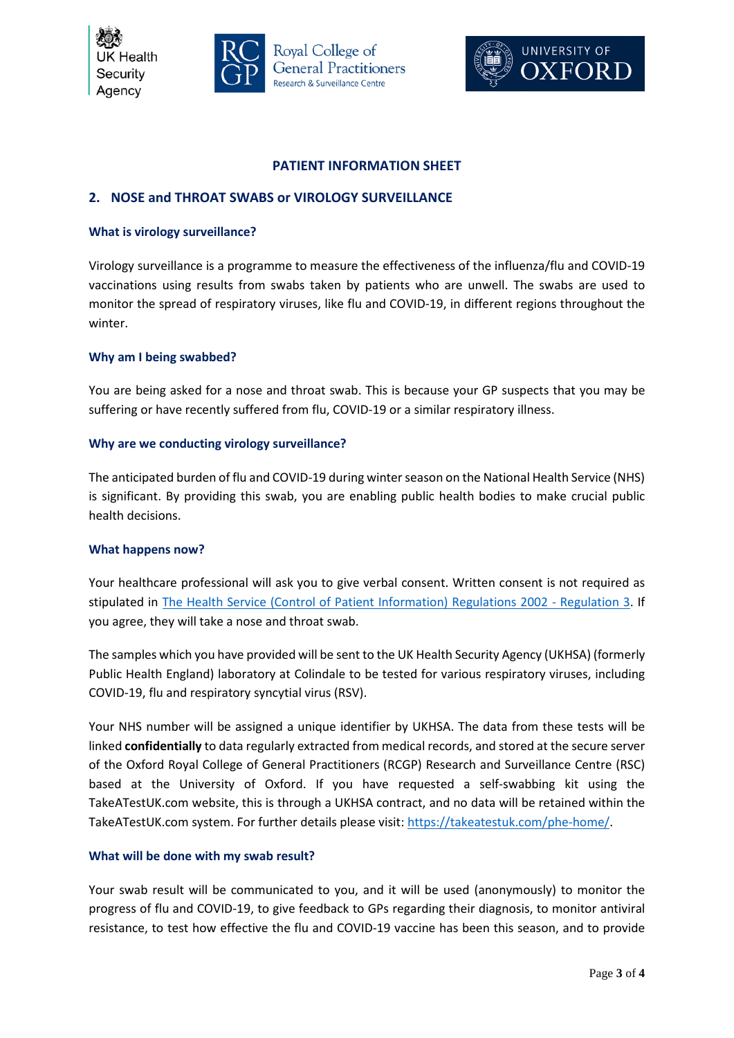# PATIENT INFORMATION SHEET

## 2. NOSE and THROAT SWABS or VIROLOGY SURVEILLANCE

### What is virology surveillance?

Virology surveillance is a programme to measure the effectiveness of the influenza/flu and COVID-19 vaccinations using results from swabs taken by patients who are unwell. The swabs are used to monitor the spread of respiratory viruses, like flu and COVID-19, in different regions throughout the winter.

### Why am I being swabbed?

You are being asked for a nose and throat swab. This is because your GP suspects that you may be suffering or have recently suffered from flu, COVID-19 or a similar respiratory illness.

### Why are we conducting virology surveillance?

The anticipated burden of flu and COVID-19 during winter season on the National Health Service (NHS) is significant. By providing this swab, you are enabling public health bodies to make crucial public health decisions.

### What happens now?

Your healthcare professional will ask you to give verbal consent. Written consent is not required as stipulated in The Health Service (Control of Patient Information) Regulations 2002 - Regulation 3. If you agree, they will take a nose and throat swab.

The samples which you have provided will be sent to the UK Health Security Agency (UKHSA) (formerly Public Health England) laboratory at Colindale to be tested for various respiratory viruses, including COVID-19, flu and respiratory syncytial virus (RSV).

Your NHS number will be assigned a unique identifier by UKHSA. The data from these tests will be linked **confidentially** to data regularly extracted from medical records, and stored at the secure server of the Oxford Royal College of General Practitioners (RCGP) Research and Surveillance Centre (RSC) based at the University of Oxford. If you have requested a self-swabbing kit using the TakeATestUK.com website, this is through a UKHSA contract, and no data will be retained within the TakeATestUK.com system. For further details please visit: https://takeatestuk.com/phe-home/.

### What will be done with my swab result?

Your swab result will be communicated to you, and it will be used (anonymously) to monitor the progress of flu and COVID-19, to give feedback to GPs regarding their diagnosis, to monitor antiviral resistance, to test how effective the flu and COVID-19 vaccine has been this season, and to provide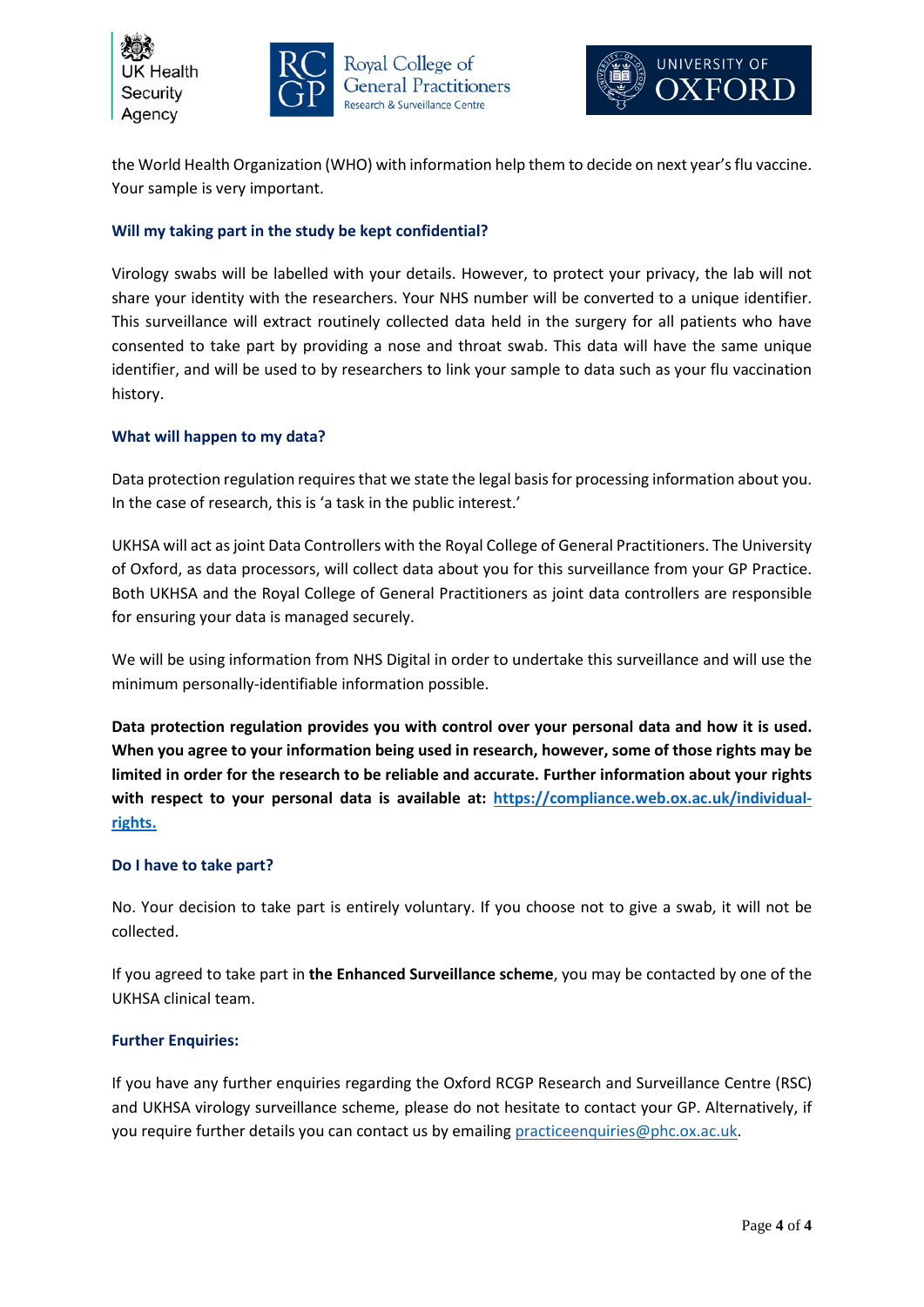the World Health Organization (WHO) with information help them to decide on next year's flu vaccine. Your sample is very important.

### Will my taking part in the study be kept confidential?

Virology swabs will be labelled with your details. However, to protect your privacy, the lab will not share your identity with the researchers. Your NHS number will be converted to a unique identifier. This surveillance will extract routinely collected data held in the surgery for all patients who have consented to take part by providing a nose and throat swab. This data will have the same unique identifier, and will be used to by researchers to link your sample to data such as your flu vaccination history.

### What will happen to my data?

Data protection regulation requires that we state the legal basis for processing information about you. In the case of research, this is 'a task in the public interest.'

UKHSA will act as joint Data Controllers with the Royal College of General Practitioners. The University of Oxford, as data processors, will collect data about you for this surveillance from your GP Practice. Both UKHSA and the Royal College of General Practitioners as joint data controllers are responsible for ensuring your data is managed securely.

We will be using information from NHS Digital in order to undertake this surveillance and will use the minimum personally-identifiable information possible.

**Data protection regulation provides you with control over your personal data and how it is used. When you agree to your information being used in research, however, some of those rights may be limited in order for the research to be reliable and accurate. Further information about your rights with respect to your personal data is available at: https://compliance.web.ox.ac.uk/individual-rights.**

### Do I have to take part?

No. Your decision to take part is entirely voluntary. If you choose not to give a swab, it will not be collected.

If you agreed to take part in **the Enhanced Surveillance scheme**, you may be contacted by one of the UKHSA clinical team.

### Further Enquiries:

If you have any further enquiries regarding the Oxford RCGP Research and Surveillance Centre (RSC) and UKHSA virology surveillance scheme, please do not hesitate to contact your GP. Alternatively, if you require further details you can contact us by emailing practiceenquiries@phc.ox.ac.uk.